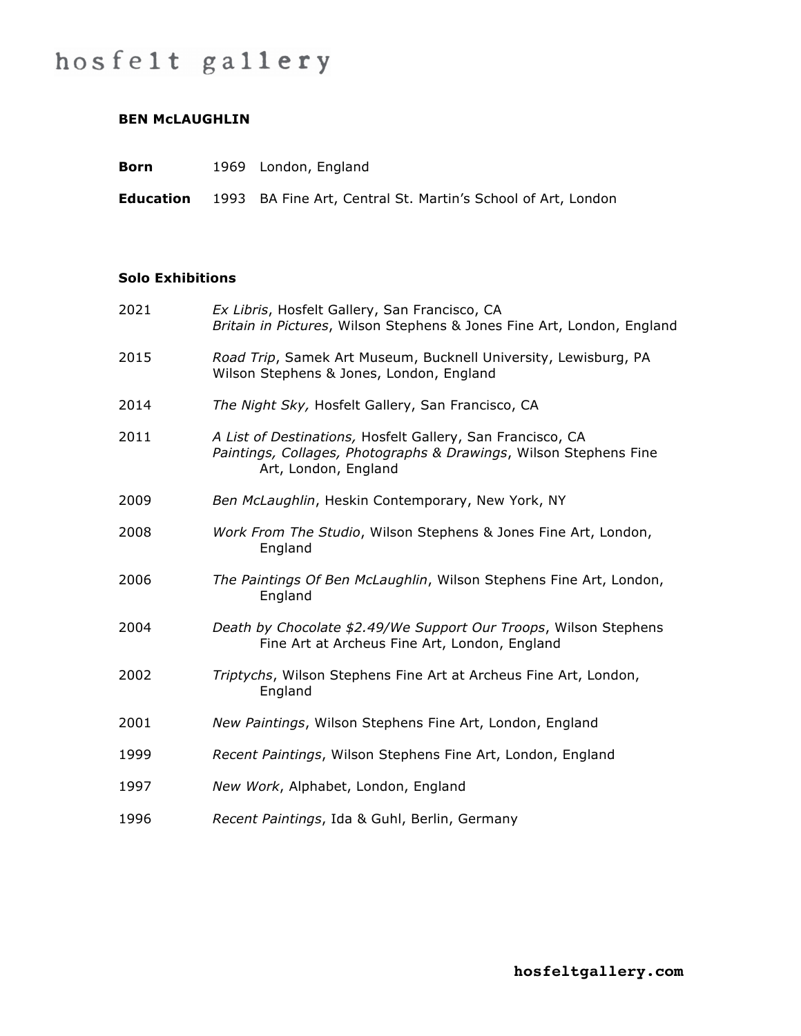hosfelt gallery

# BEN McLAUGHLIN

**Born** 1969 London, England

**Education** 1993 BA Fine Art, Central St. Martin's School of Art, London

## Solo Exhibitions

2021 *Ex Libris*, Hosfelt Gallery, San Francisco, CA
*Britain in Pictures*, Wilson Stephens & Jones Fine Art, London, England

2015 *Road Trip*, Samek Art Museum, Bucknell University, Lewisburg, PA
Wilson Stephens & Jones, London, England

2014 *The Night Sky,* Hosfelt Gallery, San Francisco, CA

2011 *A List of Destinations,* Hosfelt Gallery, San Francisco, CA
*Paintings, Collages, Photographs & Drawings*, Wilson Stephens Fine Art, London, England

2009 *Ben McLaughlin*, Heskin Contemporary, New York, NY

2008 *Work From The Studio*, Wilson Stephens & Jones Fine Art, London, England

2006 *The Paintings Of Ben McLaughlin*, Wilson Stephens Fine Art, London, England

2004 *Death by Chocolate $2.49/We Support Our Troops*, Wilson Stephens Fine Art at Archeus Fine Art, London, England

2002 *Triptychs*, Wilson Stephens Fine Art at Archeus Fine Art, London, England

2001 *New Paintings*, Wilson Stephens Fine Art, London, England

1999 *Recent Paintings*, Wilson Stephens Fine Art, London, England

1997 *New Work*, Alphabet, London, England

1996 *Recent Paintings*, Ida & Guhl, Berlin, Germany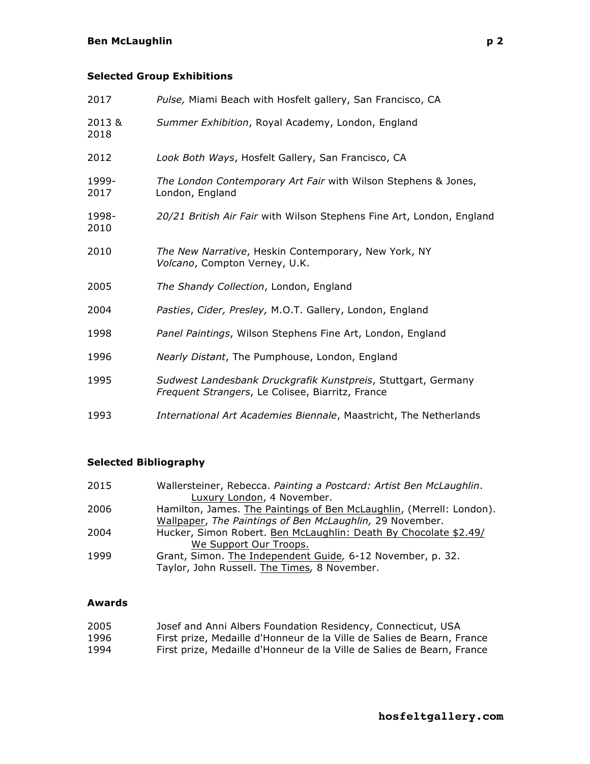## Selected Group Exhibitions

| | |
|---|---|
| 2017 | *Pulse,* Miami Beach with Hosfelt gallery, San Francisco, CA |
| 2013 & 2018 | *Summer Exhibition*, Royal Academy, London, England |
| 2012 | *Look Both Ways*, Hosfelt Gallery, San Francisco, CA |
| 1999-2017 | *The London Contemporary Art Fair* with Wilson Stephens & Jones, London, England |
| 1998-2010 | *20/21 British Air Fair* with Wilson Stephens Fine Art, London, England |
| 2010 | *The New Narrative*, Heskin Contemporary, New York, NY<br>*Volcano*, Compton Verney, U.K. |
| 2005 | *The Shandy Collection*, London, England |
| 2004 | *Pasties*, *Cider, Presley,* M.O.T. Gallery, London, England |
| 1998 | *Panel Paintings*, Wilson Stephens Fine Art, London, England |
| 1996 | *Nearly Distant*, The Pumphouse, London, England |
| 1995 | *Sudwest Landesbank Druckgrafik Kunstpreis*, Stuttgart, Germany<br>*Frequent Strangers*, Le Colisee, Biarritz, France |
| 1993 | *International Art Academies Biennale*, Maastricht, The Netherlands |

## Selected Bibliography

| | |
|---|---|
| 2015 | Wallersteiner, Rebecca. *Painting a Postcard: Artist Ben McLaughlin*. Luxury London, 4 November. |
| 2006 | Hamilton, James. The Paintings of Ben McLaughlin, (Merrell: London).<br>Wallpaper, *The Paintings of Ben McLaughlin,* 29 November. |
| 2004 | Hucker, Simon Robert. Ben McLaughlin: Death By Chocolate $2.49/ We Support Our Troops. |
| 1999 | Grant, Simon. The Independent Guide*,* 6-12 November, p. 32.<br>Taylor, John Russell. The Times*,* 8 November. |

## Awards

| | |
|---|---|
| 2005 | Josef and Anni Albers Foundation Residency, Connecticut, USA |
| 1996 | First prize, Medaille d'Honneur de la Ville de Salies de Bearn, France |
| 1994 | First prize, Medaille d'Honneur de la Ville de Salies de Bearn, France |

**hosfeltgallery.com**